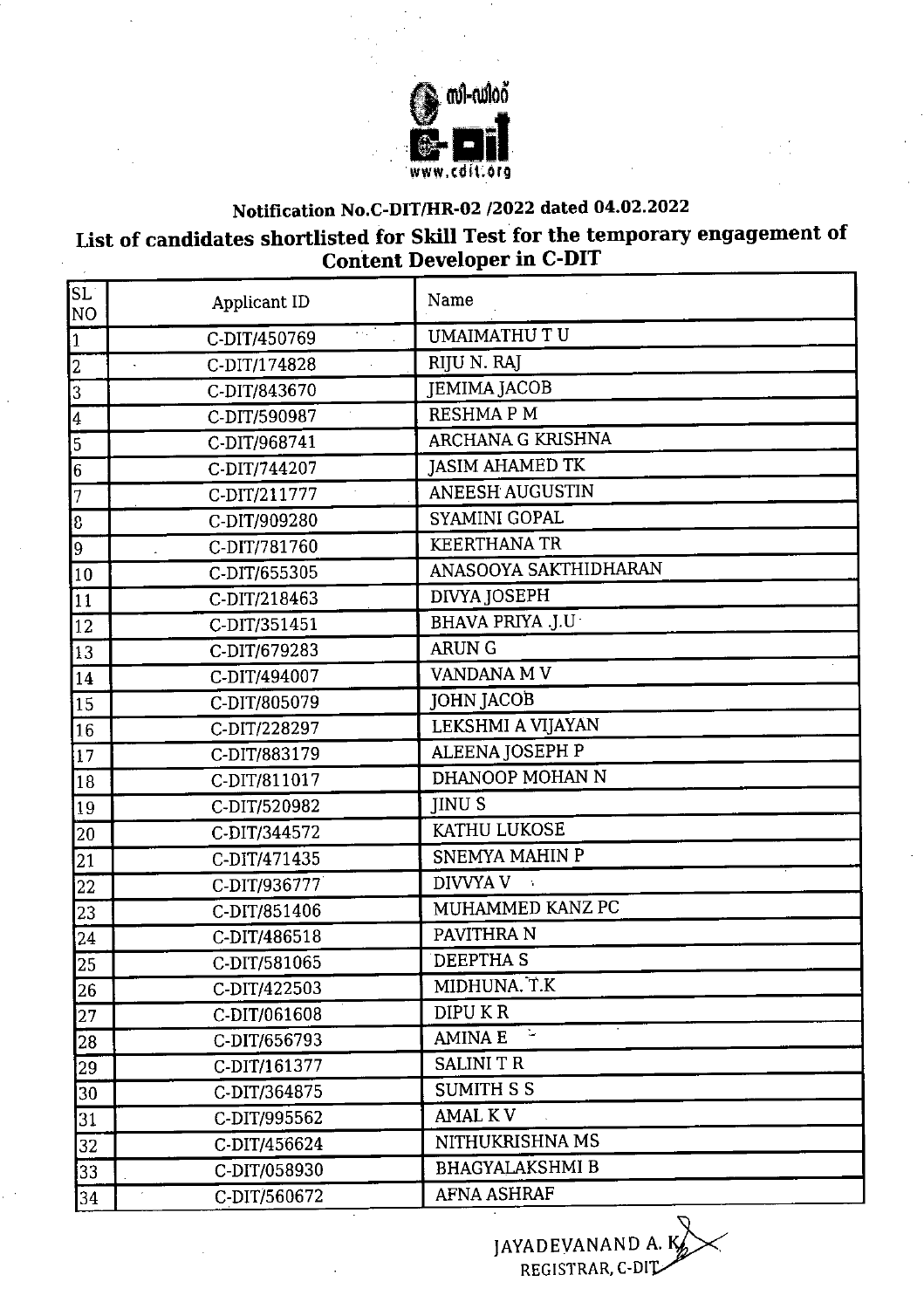സി-ഡിറ്റ്
C-DIT
www.cdit.org

**Notification No.C-DIT/HR-02 /2022 dated 04.02.2022**

## List of candidates shortlisted for Skill Test for the temporary engagement of Content Developer in C-DIT

| SL NO | Applicant ID | Name |
|---|---|---|
| 1 | C-DIT/450769 | UMAIMATHU T U |
| 2 | C-DIT/174828 | RIJU N. RAJ |
| 3 | C-DIT/843670 | JEMIMA JACOB |
| 4 | C-DIT/590987 | RESHMA P M |
| 5 | C-DIT/968741 | ARCHANA G KRISHNA |
| 6 | C-DIT/744207 | JASIM AHAMED TK |
| 7 | C-DIT/211777 | ANEESH AUGUSTIN |
| 8 | C-DIT/909280 | SYAMINI GOPAL |
| 9 | C-DIT/781760 | KEERTHANA TR |
| 10 | C-DIT/655305 | ANASOOYA SAKTHIDHARAN |
| 11 | C-DIT/218463 | DIVYA JOSEPH |
| 12 | C-DIT/351451 | BHAVA PRIYA .J.U |
| 13 | C-DIT/679283 | ARUN G |
| 14 | C-DIT/494007 | VANDANA M V |
| 15 | C-DIT/805079 | JOHN JACOB |
| 16 | C-DIT/228297 | LEKSHMI A VIJAYAN |
| 17 | C-DIT/883179 | ALEENA JOSEPH P |
| 18 | C-DIT/811017 | DHANOOP MOHAN N |
| 19 | C-DIT/520982 | JINU S |
| 20 | C-DIT/344572 | KATHU LUKOSE |
| 21 | C-DIT/471435 | SNEMYA MAHIN P |
| 22 | C-DIT/936777 | DIVVYA V |
| 23 | C-DIT/851406 | MUHAMMED KANZ PC |
| 24 | C-DIT/486518 | PAVITHRA N |
| 25 | C-DIT/581065 | DEEPTHA S |
| 26 | C-DIT/422503 | MIDHUNA. T.K |
| 27 | C-DIT/061608 | DIPU K R |
| 28 | C-DIT/656793 | AMINA E |
| 29 | C-DIT/161377 | SALINI T R |
| 30 | C-DIT/364875 | SUMITH S S |
| 31 | C-DIT/995562 | AMAL K V |
| 32 | C-DIT/456624 | NITHUKRISHNA MS |
| 33 | C-DIT/058930 | BHAGYALAKSHMI B |
| 34 | C-DIT/560672 | AFNA ASHRAF |

JAYADEVANAND A. K
REGISTRAR, C-DIT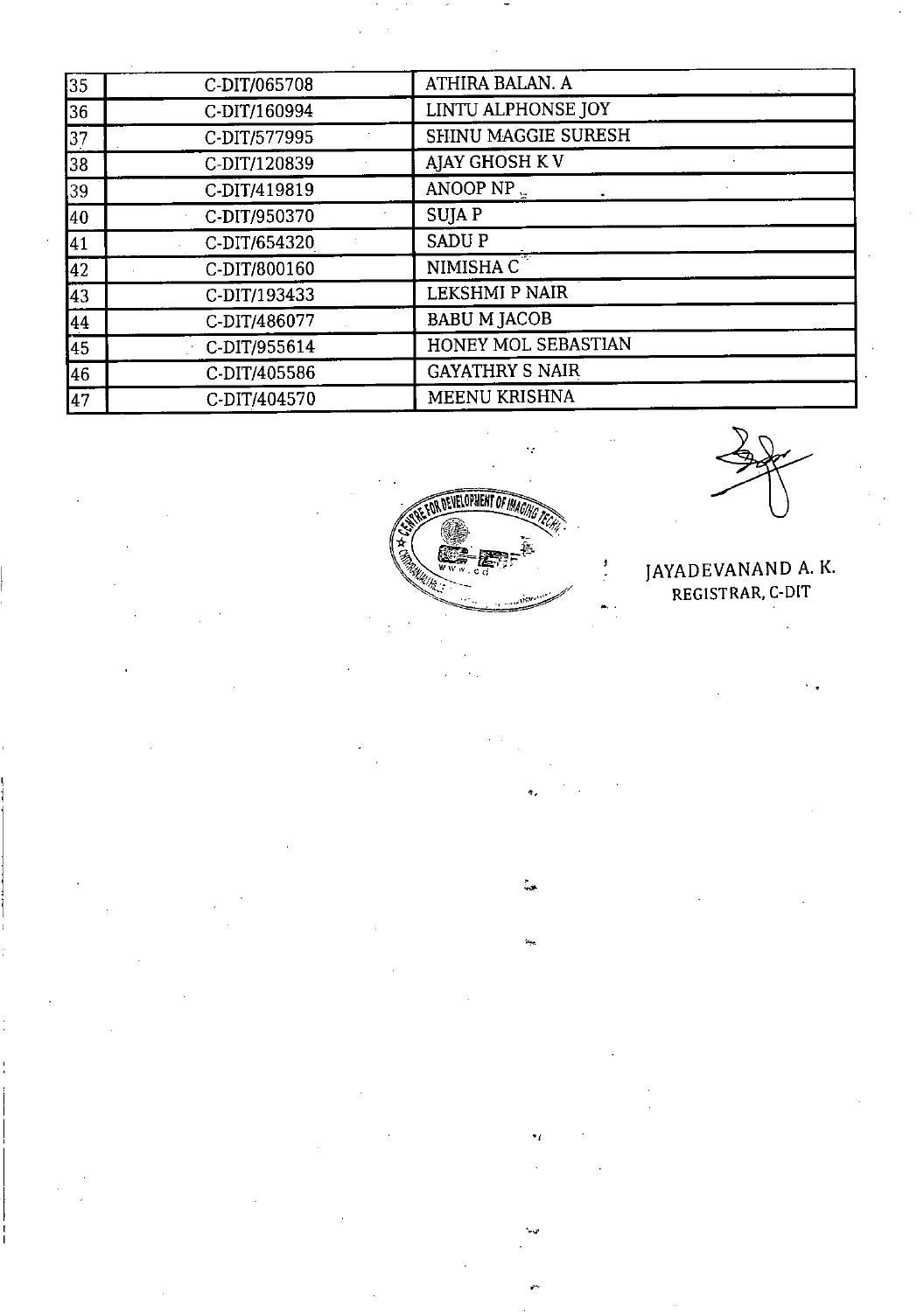| | | |
|---|---|---|
| 35 | C-DIT/065708 | ATHIRA BALAN. A |
| 36 | C-DIT/160994 | LINTU ALPHONSE JOY |
| 37 | C-DIT/577995 | SHINU MAGGIE SURESH |
| 38 | C-DIT/120839 | AJAY GHOSH K V |
| 39 | C-DIT/419819 | ANOOP NP |
| 40 | C-DIT/950370 | SUJA P |
| 41 | C-DIT/654320 | SADU P |
| 42 | C-DIT/800160 | NIMISHA C |
| 43 | C-DIT/193433 | LEKSHMI P NAIR |
| 44 | C-DIT/486077 | BABU M JACOB |
| 45 | C-DIT/955614 | HONEY MOL SEBASTIAN |
| 46 | C-DIT/405586 | GAYATHRY S NAIR |
| 47 | C-DIT/404570 | MEENU KRISHNA |

JAYADEVANAND A. K.
REGISTRAR, C-DIT